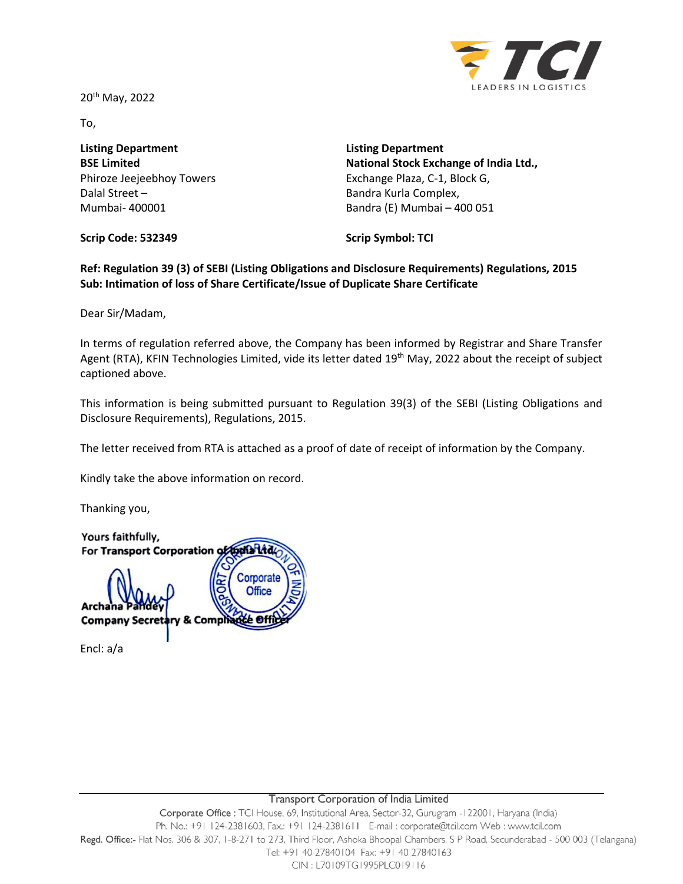20th May, 2022

To,

**Listing Department**
**BSE Limited**
Phiroze Jeejeebhoy Towers
Dalal Street –
Mumbai- 400001

**Scrip Code: 532349**

**Listing Department**
**National Stock Exchange of India Ltd.,**
Exchange Plaza, C-1, Block G,
Bandra Kurla Complex,
Bandra (E) Mumbai – 400 051

**Scrip Symbol: TCI**

**Ref: Regulation 39 (3) of SEBI (Listing Obligations and Disclosure Requirements) Regulations, 2015**
**Sub: Intimation of loss of Share Certificate/Issue of Duplicate Share Certificate**

Dear Sir/Madam,

In terms of regulation referred above, the Company has been informed by Registrar and Share Transfer Agent (RTA), KFIN Technologies Limited, vide its letter dated 19th May, 2022 about the receipt of subject captioned above.

This information is being submitted pursuant to Regulation 39(3) of the SEBI (Listing Obligations and Disclosure Requirements), Regulations, 2015.

The letter received from RTA is attached as a proof of date of receipt of information by the Company.

Kindly take the above information on record.

Thanking you,

Yours faithfully,
**For Transport Corporation of India Ltd.**

**Archana Pandey**
**Company Secretary & Compliance Officer**

Encl: a/a

Transport Corporation of India Limited
Corporate Office : TCI House, 69, Institutional Area, Sector-32, Gurugram -122001, Haryana (India)
Ph. No.: +91 124-2381603, Fax.: +91 124-2381611 E-mail : corporate@tcil.com Web : www.tcil.com
Regd. Office:- Flat Nos. 306 & 307, 1-8-271 to 273, Third Floor, Ashoka Bhoopal Chambers, S P Road, Secunderabad - 500 003 (Telangana)
Tel: +91 40 27840104 Fax: +91 40 27840163
CIN : L70109TG1995PLC019116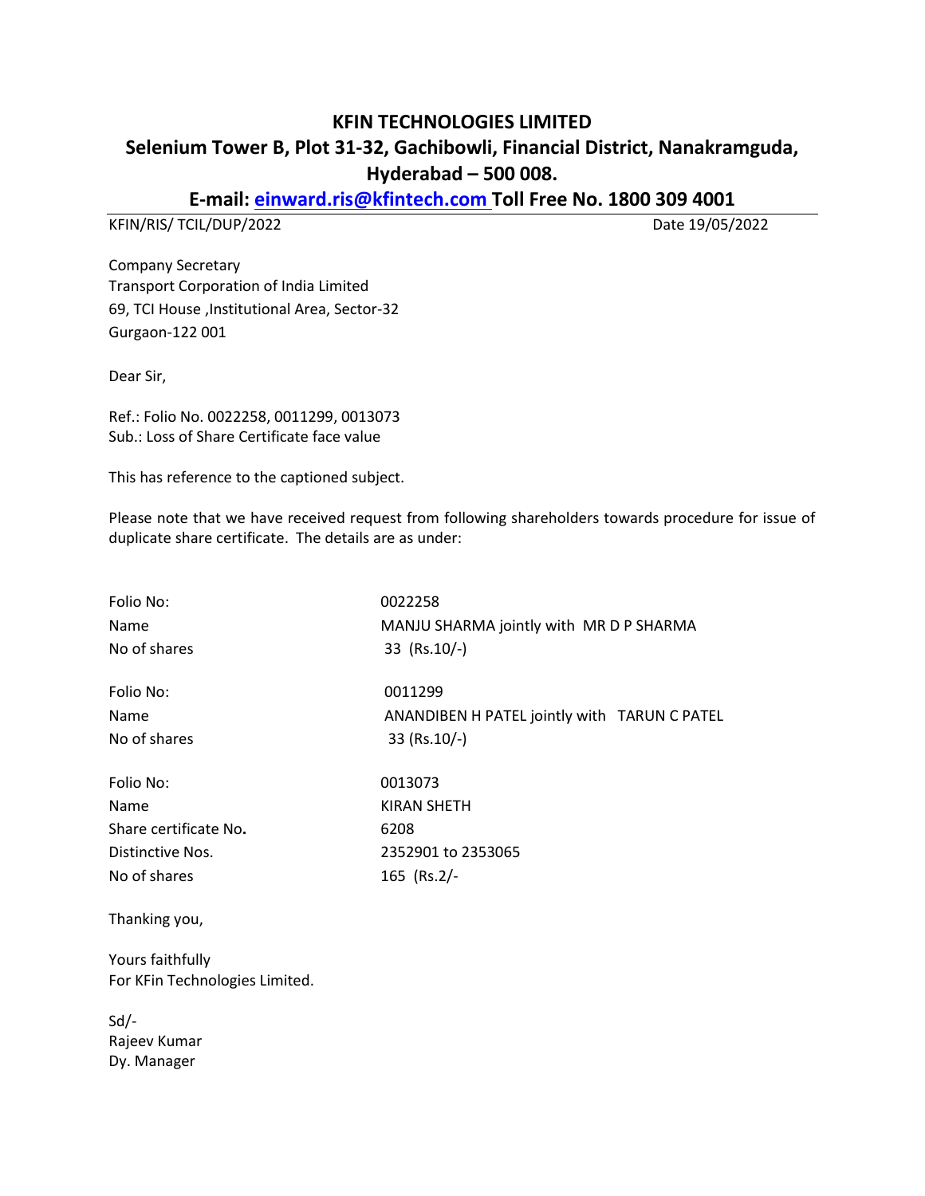**KFIN TECHNOLOGIES LIMITED**

**Selenium Tower B, Plot 31-32, Gachibowli, Financial District, Nanakramguda, Hyderabad – 500 008.**

**E-mail: einward.ris@kfintech.com Toll Free No. 1800 309 4001**

KFIN/RIS/ TCIL/DUP/2022 Date 19/05/2022

Company Secretary
Transport Corporation of India Limited
69, TCI House ,Institutional Area, Sector-32
Gurgaon-122 001

Dear Sir,

Ref.: Folio No. 0022258, 0011299, 0013073
Sub.: Loss of Share Certificate face value

This has reference to the captioned subject.

Please note that we have received request from following shareholders towards procedure for issue of duplicate share certificate. The details are as under:

| | |
|---|---|
| Folio No: | 0022258 |
| Name | MANJU SHARMA jointly with MR D P SHARMA |
| No of shares | 33 (Rs.10/-) |
| | |
| Folio No: | 0011299 |
| Name | ANANDIBEN H PATEL jointly with TARUN C PATEL |
| No of shares | 33 (Rs.10/-) |
| | |
| Folio No: | 0013073 |
| Name | KIRAN SHETH |
| Share certificate No. | 6208 |
| Distinctive Nos. | 2352901 to 2353065 |
| No of shares | 165 (Rs.2/- |

Thanking you,

Yours faithfully
For KFin Technologies Limited.

Sd/-
Rajeev Kumar
Dy. Manager